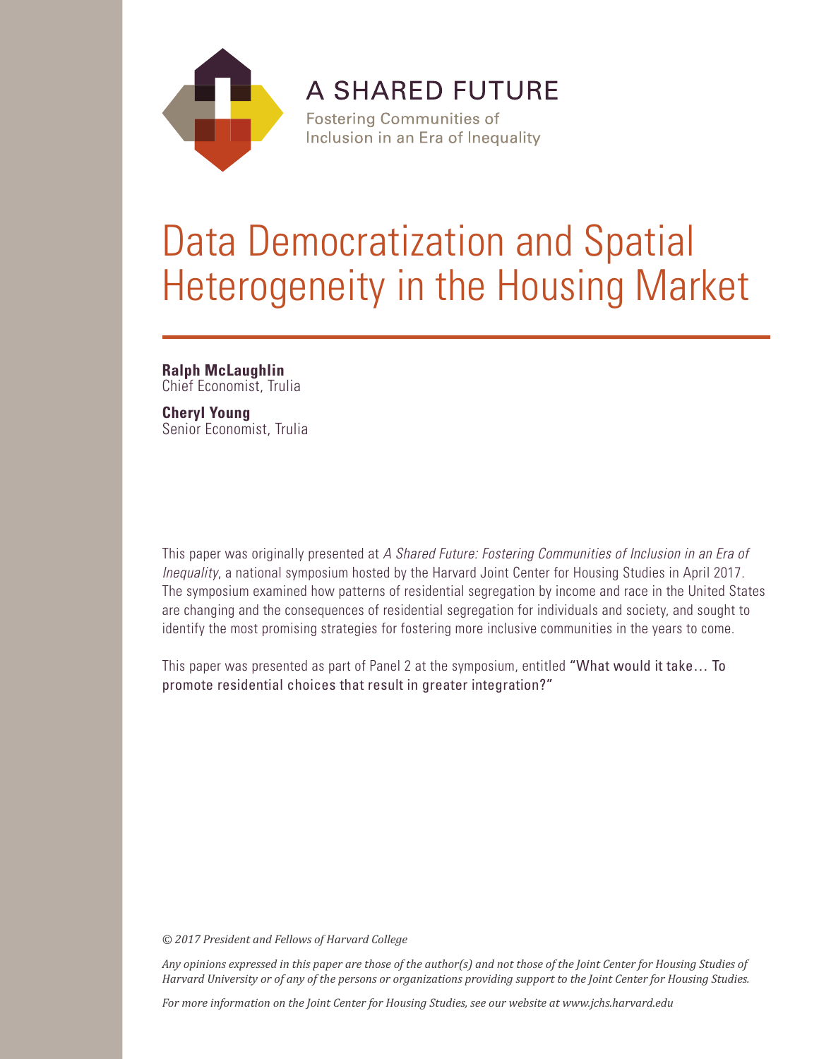A SHARED FUTURE

Fostering Communities of Inclusion in an Era of Inequality

# Data Democratization and Spatial Heterogeneity in the Housing Market

**Ralph McLaughlin**
Chief Economist, Trulia

**Cheryl Young**
Senior Economist, Trulia

This paper was originally presented at *A Shared Future: Fostering Communities of Inclusion in an Era of Inequality*, a national symposium hosted by the Harvard Joint Center for Housing Studies in April 2017. The symposium examined how patterns of residential segregation by income and race in the United States are changing and the consequences of residential segregation for individuals and society, and sought to identify the most promising strategies for fostering more inclusive communities in the years to come.

This paper was presented as part of Panel 2 at the symposium, entitled "What would it take… To promote residential choices that result in greater integration?"

*© 2017 President and Fellows of Harvard College*

*Any opinions expressed in this paper are those of the author(s) and not those of the Joint Center for Housing Studies of Harvard University or of any of the persons or organizations providing support to the Joint Center for Housing Studies.*

*For more information on the Joint Center for Housing Studies, see our website at www.jchs.harvard.edu*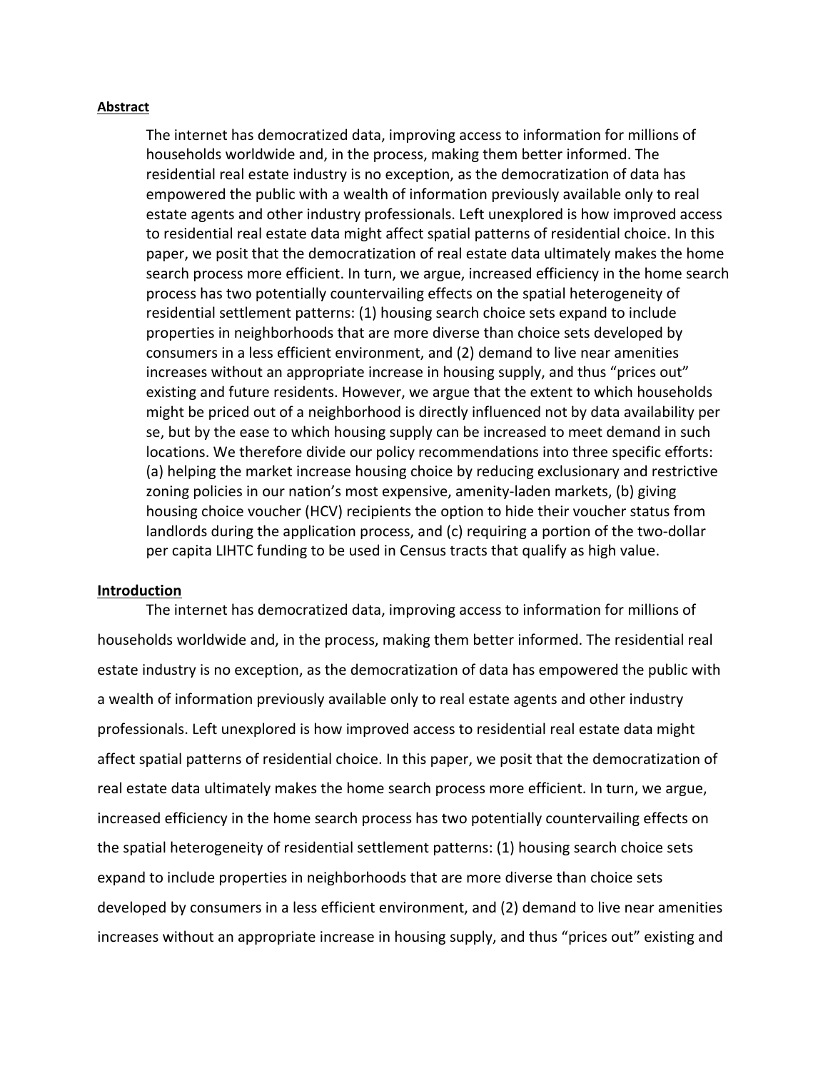## Abstract

The internet has democratized data, improving access to information for millions of households worldwide and, in the process, making them better informed. The residential real estate industry is no exception, as the democratization of data has empowered the public with a wealth of information previously available only to real estate agents and other industry professionals. Left unexplored is how improved access to residential real estate data might affect spatial patterns of residential choice. In this paper, we posit that the democratization of real estate data ultimately makes the home search process more efficient. In turn, we argue, increased efficiency in the home search process has two potentially countervailing effects on the spatial heterogeneity of residential settlement patterns: (1) housing search choice sets expand to include properties in neighborhoods that are more diverse than choice sets developed by consumers in a less efficient environment, and (2) demand to live near amenities increases without an appropriate increase in housing supply, and thus "prices out" existing and future residents. However, we argue that the extent to which households might be priced out of a neighborhood is directly influenced not by data availability per se, but by the ease to which housing supply can be increased to meet demand in such locations. We therefore divide our policy recommendations into three specific efforts: (a) helping the market increase housing choice by reducing exclusionary and restrictive zoning policies in our nation's most expensive, amenity-laden markets, (b) giving housing choice voucher (HCV) recipients the option to hide their voucher status from landlords during the application process, and (c) requiring a portion of the two-dollar per capita LIHTC funding to be used in Census tracts that qualify as high value.

## Introduction

The internet has democratized data, improving access to information for millions of households worldwide and, in the process, making them better informed. The residential real estate industry is no exception, as the democratization of data has empowered the public with a wealth of information previously available only to real estate agents and other industry professionals. Left unexplored is how improved access to residential real estate data might affect spatial patterns of residential choice. In this paper, we posit that the democratization of real estate data ultimately makes the home search process more efficient. In turn, we argue, increased efficiency in the home search process has two potentially countervailing effects on the spatial heterogeneity of residential settlement patterns: (1) housing search choice sets expand to include properties in neighborhoods that are more diverse than choice sets developed by consumers in a less efficient environment, and (2) demand to live near amenities increases without an appropriate increase in housing supply, and thus "prices out" existing and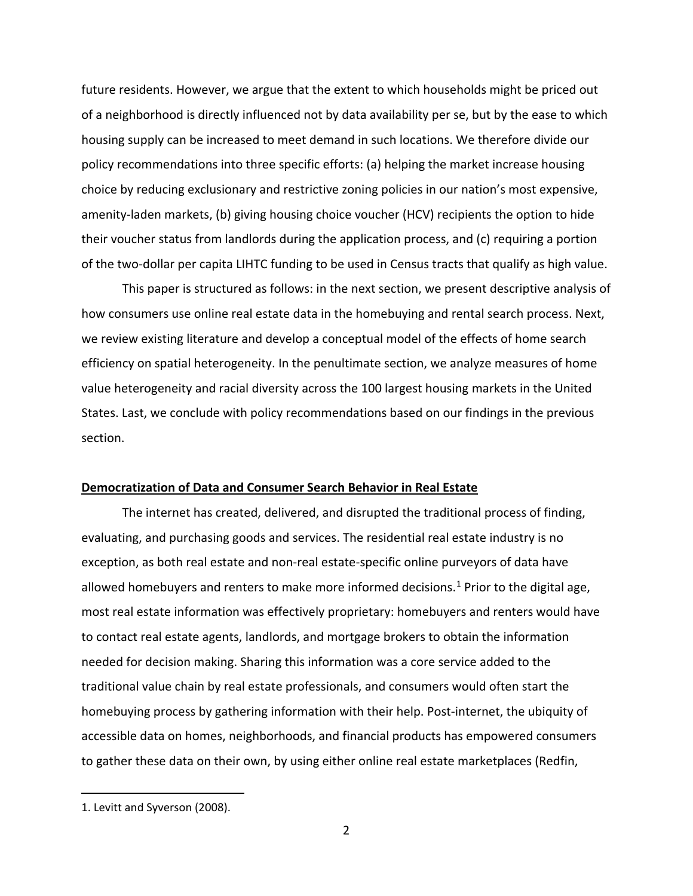future residents. However, we argue that the extent to which households might be priced out of a neighborhood is directly influenced not by data availability per se, but by the ease to which housing supply can be increased to meet demand in such locations. We therefore divide our policy recommendations into three specific efforts: (a) helping the market increase housing choice by reducing exclusionary and restrictive zoning policies in our nation's most expensive, amenity-laden markets, (b) giving housing choice voucher (HCV) recipients the option to hide their voucher status from landlords during the application process, and (c) requiring a portion of the two-dollar per capita LIHTC funding to be used in Census tracts that qualify as high value.

This paper is structured as follows: in the next section, we present descriptive analysis of how consumers use online real estate data in the homebuying and rental search process. Next, we review existing literature and develop a conceptual model of the effects of home search efficiency on spatial heterogeneity. In the penultimate section, we analyze measures of home value heterogeneity and racial diversity across the 100 largest housing markets in the United States. Last, we conclude with policy recommendations based on our findings in the previous section.

## Democratization of Data and Consumer Search Behavior in Real Estate

The internet has created, delivered, and disrupted the traditional process of finding, evaluating, and purchasing goods and services. The residential real estate industry is no exception, as both real estate and non-real estate-specific online purveyors of data have allowed homebuyers and renters to make more informed decisions.[1] Prior to the digital age, most real estate information was effectively proprietary: homebuyers and renters would have to contact real estate agents, landlords, and mortgage brokers to obtain the information needed for decision making. Sharing this information was a core service added to the traditional value chain by real estate professionals, and consumers would often start the homebuying process by gathering information with their help. Post-internet, the ubiquity of accessible data on homes, neighborhoods, and financial products has empowered consumers to gather these data on their own, by using either online real estate marketplaces (Redfin,

1. Levitt and Syverson (2008).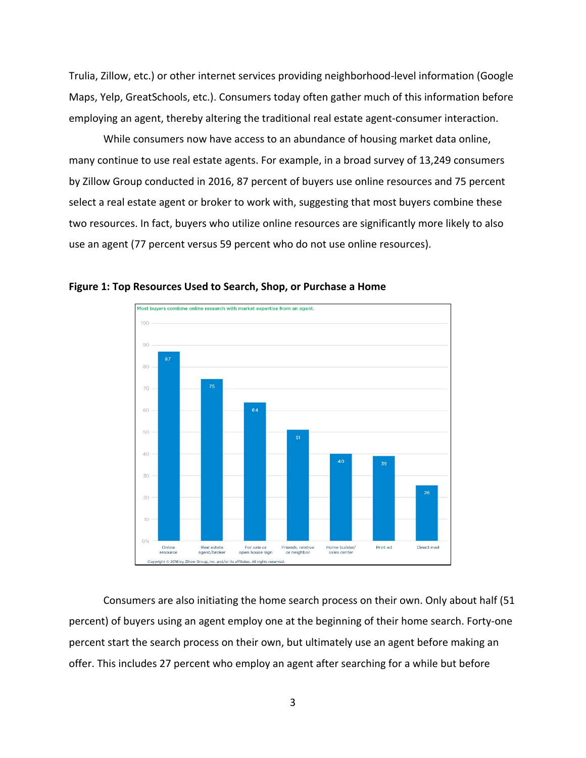Trulia, Zillow, etc.) or other internet services providing neighborhood-level information (Google Maps, Yelp, GreatSchools, etc.). Consumers today often gather much of this information before employing an agent, thereby altering the traditional real estate agent-consumer interaction.

While consumers now have access to an abundance of housing market data online, many continue to use real estate agents. For example, in a broad survey of 13,249 consumers by Zillow Group conducted in 2016, 87 percent of buyers use online resources and 75 percent select a real estate agent or broker to work with, suggesting that most buyers combine these two resources. In fact, buyers who utilize online resources are significantly more likely to also use an agent (77 percent versus 59 percent who do not use online resources).

**Figure 1: Top Resources Used to Search, Shop, or Purchase a Home**

Most buyers combine online research with market expertise from an agent.

| Resource | Percent |
|---|---|
| Online resource | 87 |
| Real estate agent/broker | 75 |
| For sale or open house sign | 64 |
| Friends, relative or neighbor | 51 |
| Home builder/ sales center | 40 |
| Print ad | 39 |
| Direct mail | 26 |

Copyright © 2016 by Zillow Group, Inc. and/or its affiliates. All rights reserved.

Consumers are also initiating the home search process on their own. Only about half (51 percent) of buyers using an agent employ one at the beginning of their home search. Forty-one percent start the search process on their own, but ultimately use an agent before making an offer. This includes 27 percent who employ an agent after searching for a while but before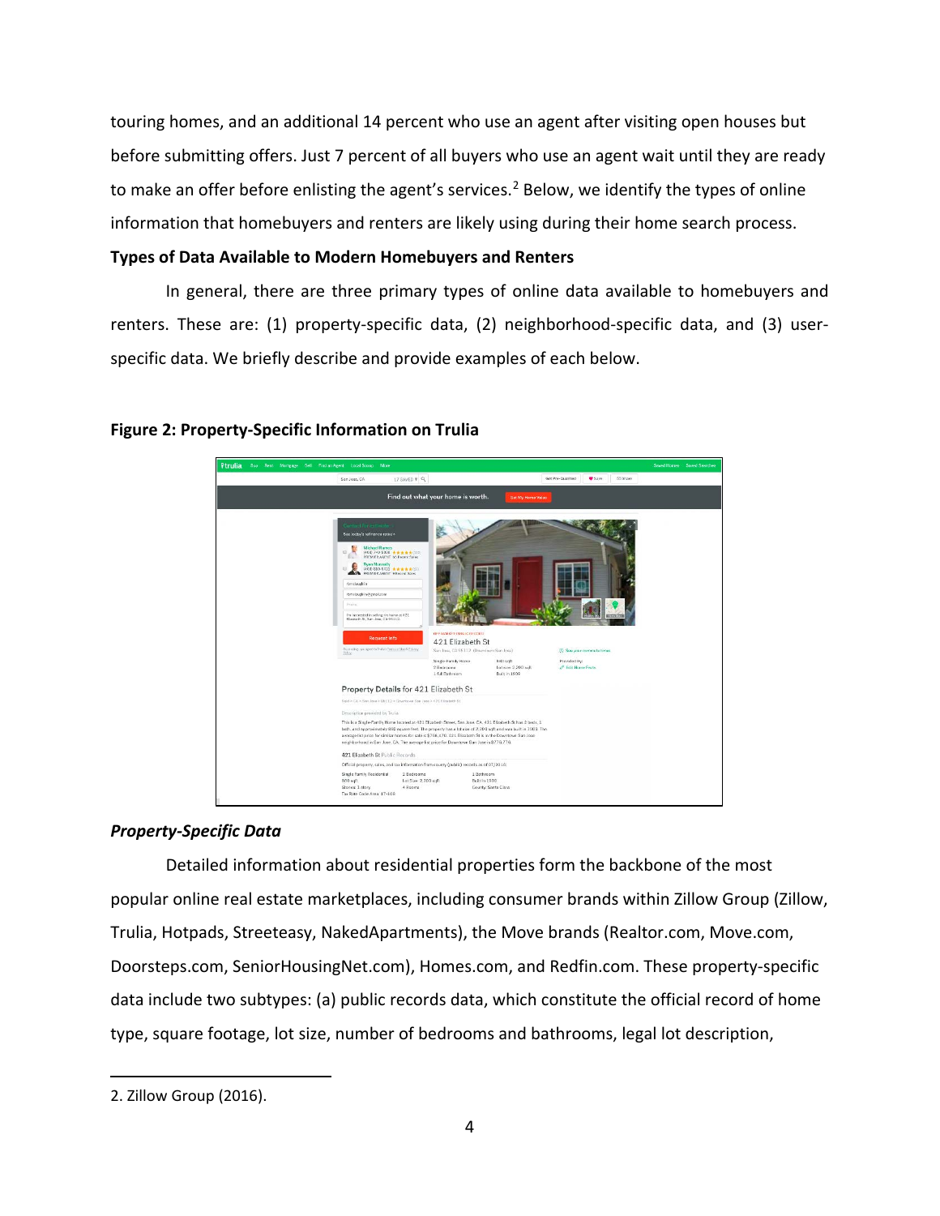touring homes, and an additional 14 percent who use an agent after visiting open houses but before submitting offers. Just 7 percent of all buyers who use an agent wait until they are ready to make an offer before enlisting the agent's services.[2] Below, we identify the types of online information that homebuyers and renters are likely using during their home search process.

**Types of Data Available to Modern Homebuyers and Renters**

In general, there are three primary types of online data available to homebuyers and renters. These are: (1) property-specific data, (2) neighborhood-specific data, and (3) user-specific data. We briefly describe and provide examples of each below.

**Figure 2: Property-Specific Information on Trulia**

***Property-Specific Data***

Detailed information about residential properties form the backbone of the most popular online real estate marketplaces, including consumer brands within Zillow Group (Zillow, Trulia, Hotpads, Streeteasy, NakedApartments), the Move brands (Realtor.com, Move.com, Doorsteps.com, SeniorHousingNet.com), Homes.com, and Redfin.com. These property-specific data include two subtypes: (a) public records data, which constitute the official record of home type, square footage, lot size, number of bedrooms and bathrooms, legal lot description,

2. Zillow Group (2016).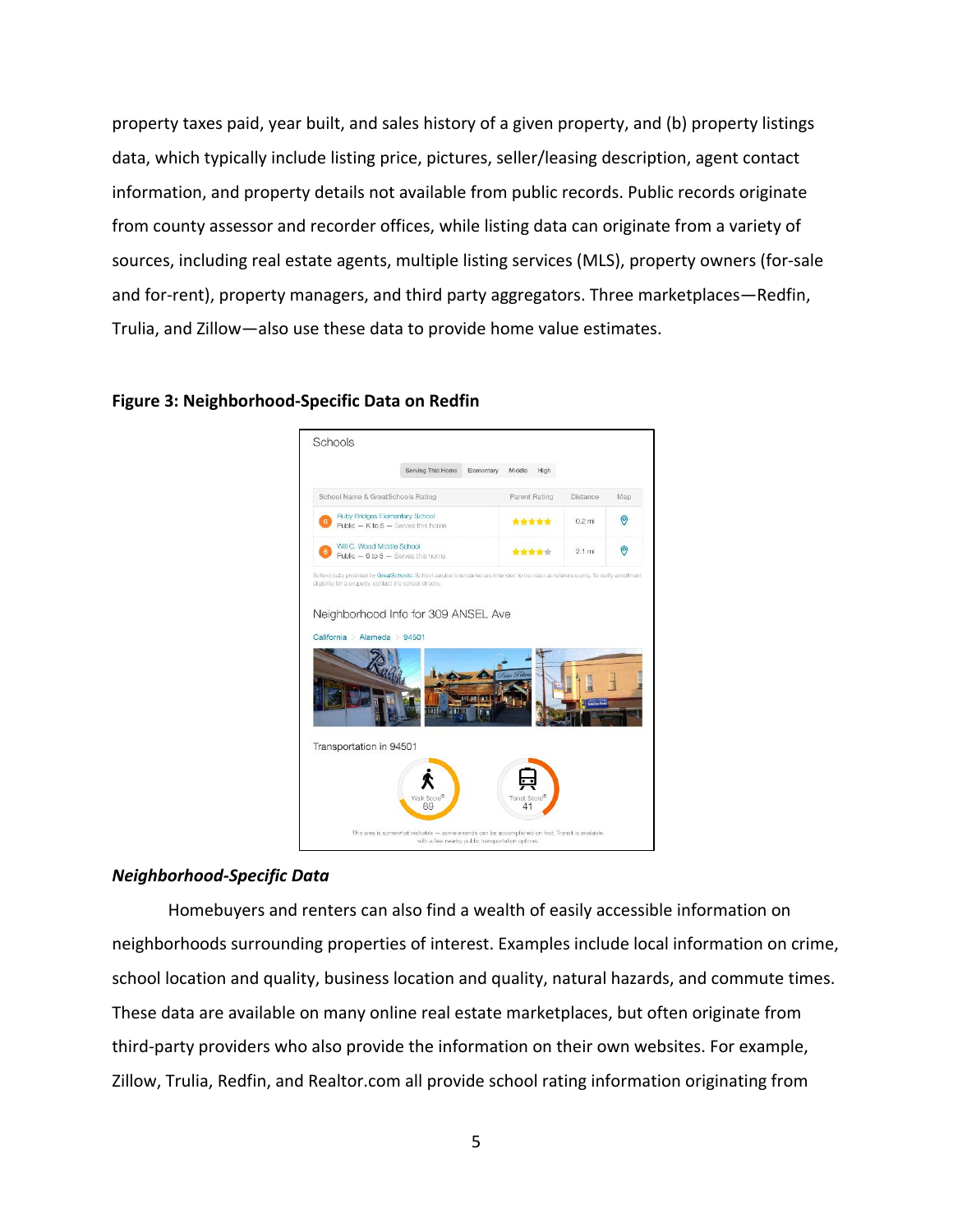property taxes paid, year built, and sales history of a given property, and (b) property listings data, which typically include listing price, pictures, seller/leasing description, agent contact information, and property details not available from public records. Public records originate from county assessor and recorder offices, while listing data can originate from a variety of sources, including real estate agents, multiple listing services (MLS), property owners (for-sale and for-rent), property managers, and third party aggregators. Three marketplaces—Redfin, Trulia, and Zillow—also use these data to provide home value estimates.

**Figure 3: Neighborhood-Specific Data on Redfin**

***Neighborhood-Specific Data***

Homebuyers and renters can also find a wealth of easily accessible information on neighborhoods surrounding properties of interest. Examples include local information on crime, school location and quality, business location and quality, natural hazards, and commute times. These data are available on many online real estate marketplaces, but often originate from third-party providers who also provide the information on their own websites. For example, Zillow, Trulia, Redfin, and Realtor.com all provide school rating information originating from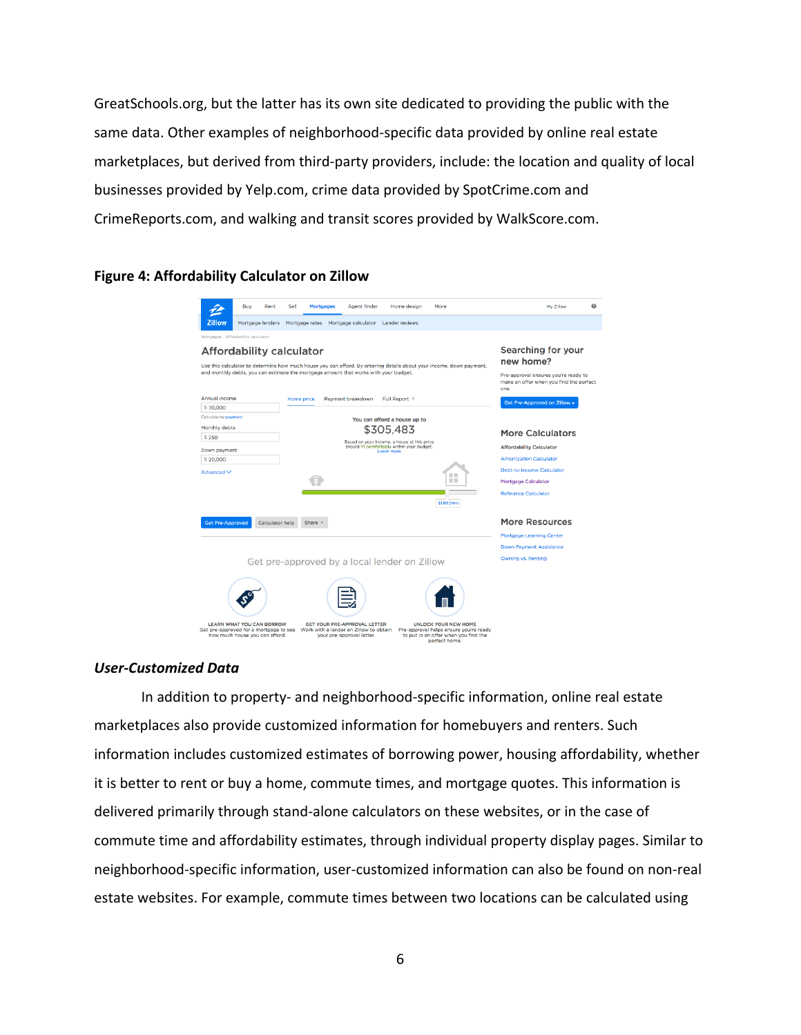GreatSchools.org, but the latter has its own site dedicated to providing the public with the same data. Other examples of neighborhood-specific data provided by online real estate marketplaces, but derived from third-party providers, include: the location and quality of local businesses provided by Yelp.com, crime data provided by SpotCrime.com and CrimeReports.com, and walking and transit scores provided by WalkScore.com.

**Figure 4: Affordability Calculator on Zillow**

### *User-Customized Data*

In addition to property- and neighborhood-specific information, online real estate marketplaces also provide customized information for homebuyers and renters. Such information includes customized estimates of borrowing power, housing affordability, whether it is better to rent or buy a home, commute times, and mortgage quotes. This information is delivered primarily through stand-alone calculators on these websites, or in the case of commute time and affordability estimates, through individual property display pages. Similar to neighborhood-specific information, user-customized information can also be found on non-real estate websites. For example, commute times between two locations can be calculated using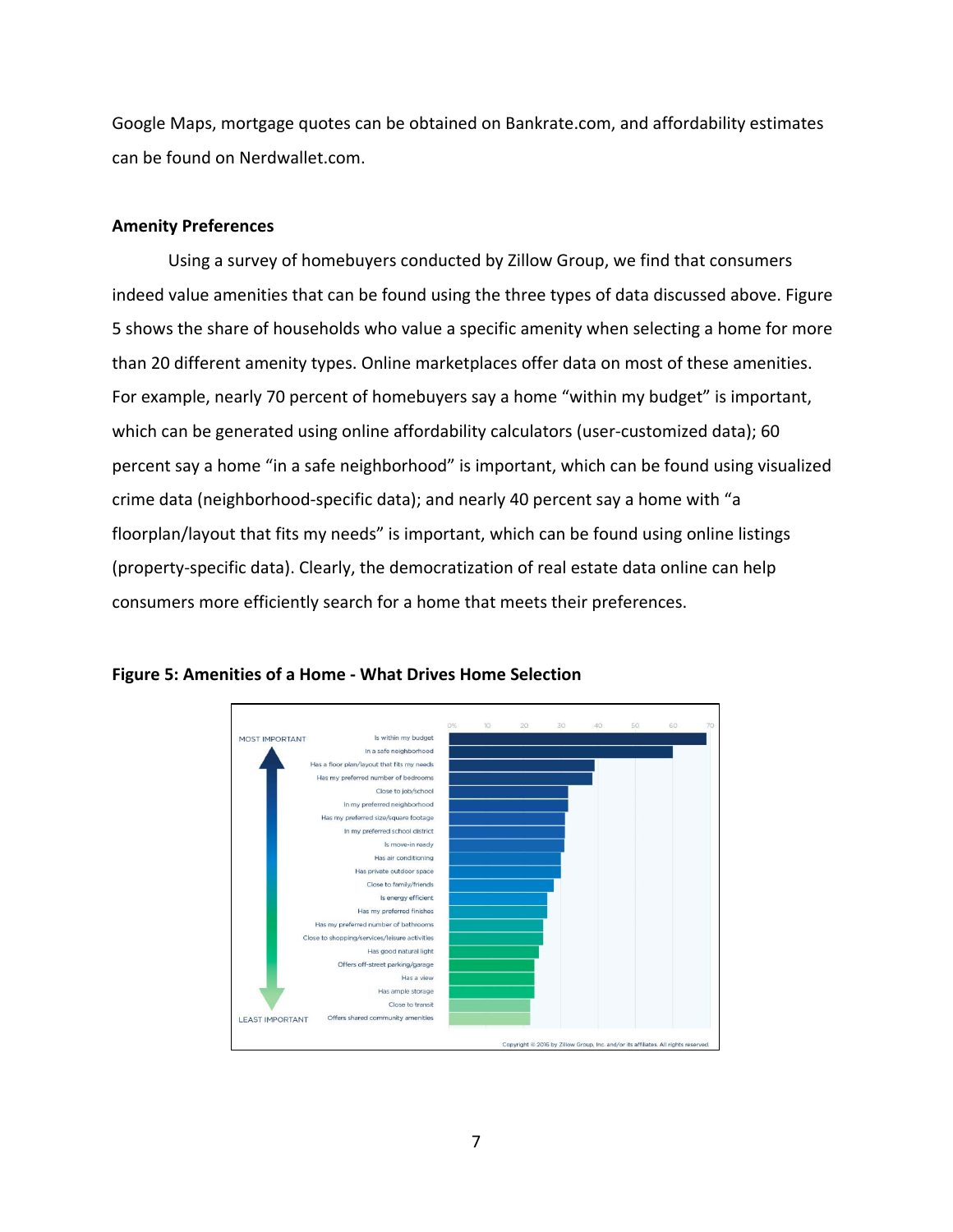Google Maps, mortgage quotes can be obtained on Bankrate.com, and affordability estimates can be found on Nerdwallet.com.

**Amenity Preferences**

Using a survey of homebuyers conducted by Zillow Group, we find that consumers indeed value amenities that can be found using the three types of data discussed above. Figure 5 shows the share of households who value a specific amenity when selecting a home for more than 20 different amenity types. Online marketplaces offer data on most of these amenities. For example, nearly 70 percent of homebuyers say a home "within my budget" is important, which can be generated using online affordability calculators (user-customized data); 60 percent say a home "in a safe neighborhood" is important, which can be found using visualized crime data (neighborhood-specific data); and nearly 40 percent say a home with "a floorplan/layout that fits my needs" is important, which can be found using online listings (property-specific data). Clearly, the democratization of real estate data online can help consumers more efficiently search for a home that meets their preferences.

**Figure 5: Amenities of a Home - What Drives Home Selection**

MOST IMPORTANT

- Is within my budget
- In a safe neighborhood
- Has a floor plan/layout that fits my needs
- Has my preferred number of bedrooms
- Close to job/school
- In my preferred neighborhood
- Has my preferred size/square footage
- In my preferred school district
- Is move-in ready
- Has air conditioning
- Has private outdoor space
- Close to family/friends
- Is energy efficient
- Has my preferred finishes
- Has my preferred number of bathrooms
- Close to shopping/services/leisure activities
- Has good natural light
- Offers off-street parking/garage
- Has a view
- Has ample storage
- Close to transit
- Offers shared community amenities

LEAST IMPORTANT

Copyright © 2016 by Zillow Group, Inc. and/or its affiliates. All rights reserved.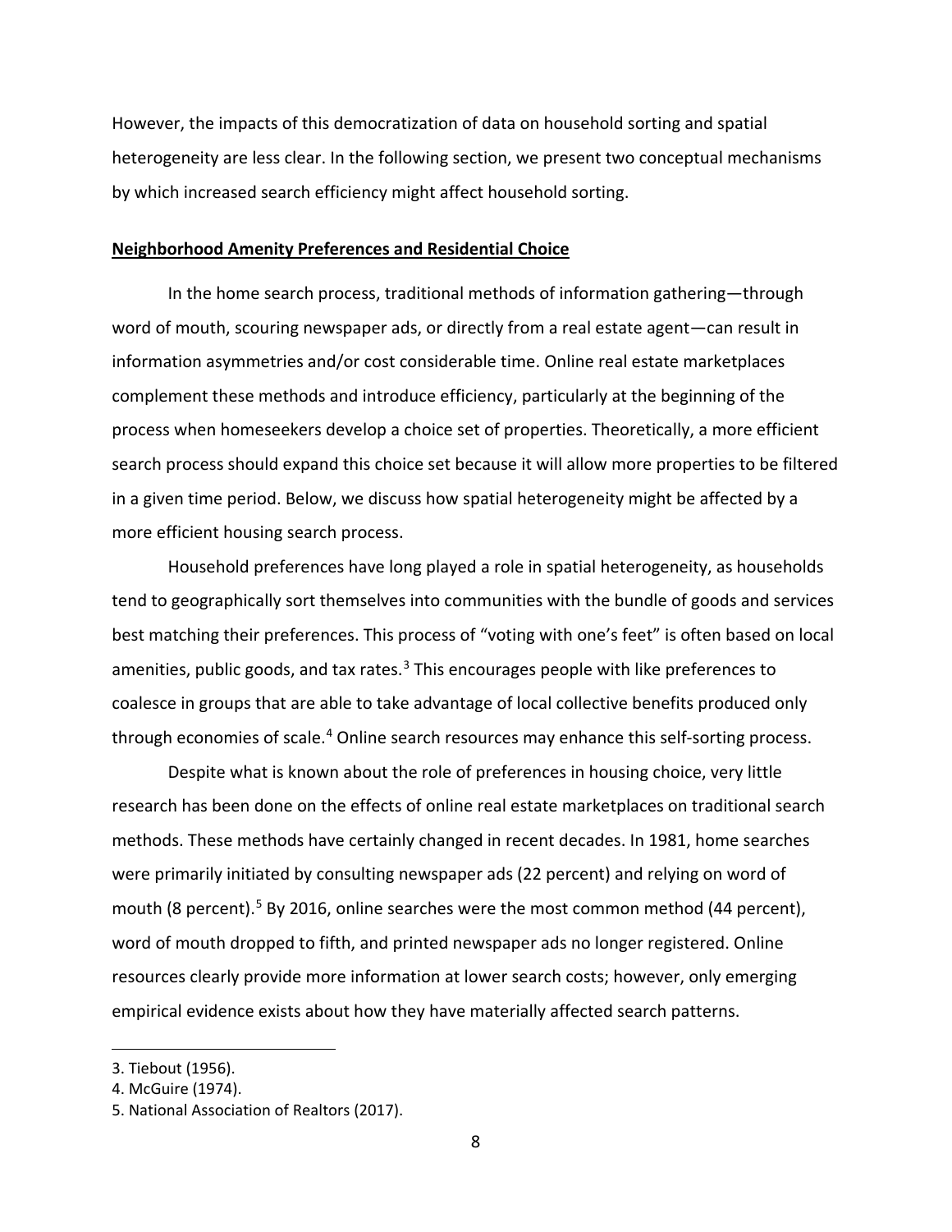However, the impacts of this democratization of data on household sorting and spatial heterogeneity are less clear. In the following section, we present two conceptual mechanisms by which increased search efficiency might affect household sorting.

## Neighborhood Amenity Preferences and Residential Choice

In the home search process, traditional methods of information gathering—through word of mouth, scouring newspaper ads, or directly from a real estate agent—can result in information asymmetries and/or cost considerable time. Online real estate marketplaces complement these methods and introduce efficiency, particularly at the beginning of the process when homeseekers develop a choice set of properties. Theoretically, a more efficient search process should expand this choice set because it will allow more properties to be filtered in a given time period. Below, we discuss how spatial heterogeneity might be affected by a more efficient housing search process.

Household preferences have long played a role in spatial heterogeneity, as households tend to geographically sort themselves into communities with the bundle of goods and services best matching their preferences. This process of "voting with one's feet" is often based on local amenities, public goods, and tax rates.[3] This encourages people with like preferences to coalesce in groups that are able to take advantage of local collective benefits produced only through economies of scale.[4] Online search resources may enhance this self-sorting process.

Despite what is known about the role of preferences in housing choice, very little research has been done on the effects of online real estate marketplaces on traditional search methods. These methods have certainly changed in recent decades. In 1981, home searches were primarily initiated by consulting newspaper ads (22 percent) and relying on word of mouth (8 percent).[5] By 2016, online searches were the most common method (44 percent), word of mouth dropped to fifth, and printed newspaper ads no longer registered. Online resources clearly provide more information at lower search costs; however, only emerging empirical evidence exists about how they have materially affected search patterns.

---

3. Tiebout (1956).
4. McGuire (1974).
5. National Association of Realtors (2017).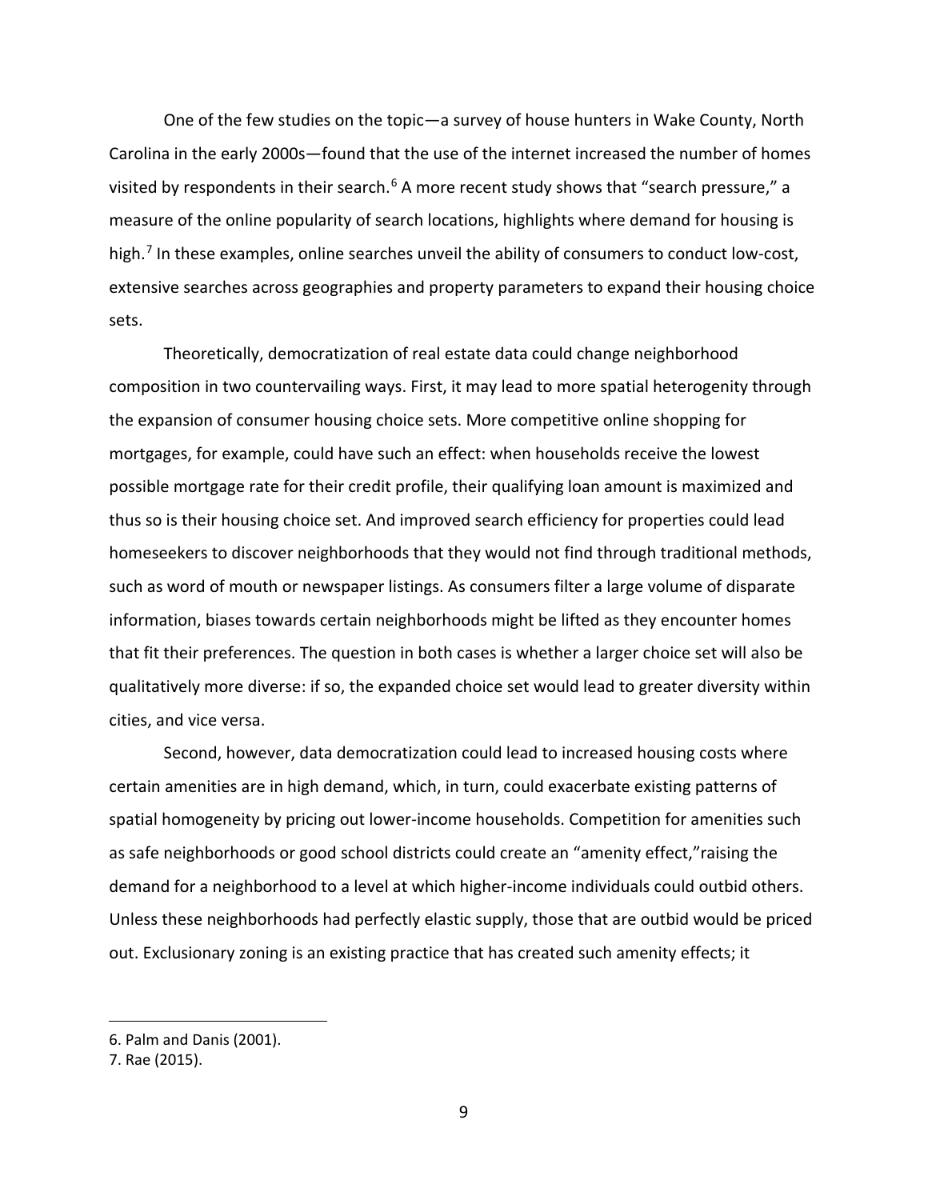One of the few studies on the topic—a survey of house hunters in Wake County, North Carolina in the early 2000s—found that the use of the internet increased the number of homes visited by respondents in their search.[6] A more recent study shows that "search pressure," a measure of the online popularity of search locations, highlights where demand for housing is high.[7] In these examples, online searches unveil the ability of consumers to conduct low-cost, extensive searches across geographies and property parameters to expand their housing choice sets.

Theoretically, democratization of real estate data could change neighborhood composition in two countervailing ways. First, it may lead to more spatial heterogenity through the expansion of consumer housing choice sets. More competitive online shopping for mortgages, for example, could have such an effect: when households receive the lowest possible mortgage rate for their credit profile, their qualifying loan amount is maximized and thus so is their housing choice set. And improved search efficiency for properties could lead homeseekers to discover neighborhoods that they would not find through traditional methods, such as word of mouth or newspaper listings. As consumers filter a large volume of disparate information, biases towards certain neighborhoods might be lifted as they encounter homes that fit their preferences. The question in both cases is whether a larger choice set will also be qualitatively more diverse: if so, the expanded choice set would lead to greater diversity within cities, and vice versa.

Second, however, data democratization could lead to increased housing costs where certain amenities are in high demand, which, in turn, could exacerbate existing patterns of spatial homogeneity by pricing out lower-income households. Competition for amenities such as safe neighborhoods or good school districts could create an "amenity effect,"raising the demand for a neighborhood to a level at which higher-income individuals could outbid others. Unless these neighborhoods had perfectly elastic supply, those that are outbid would be priced out. Exclusionary zoning is an existing practice that has created such amenity effects; it

6. Palm and Danis (2001).

7. Rae (2015).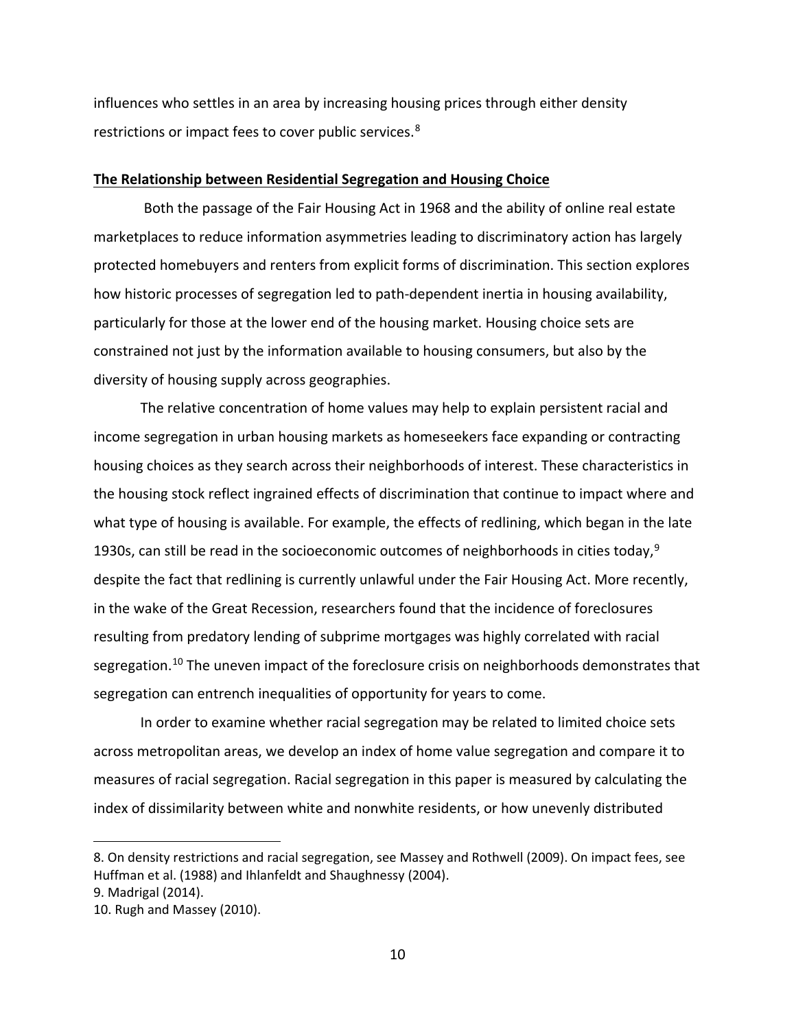influences who settles in an area by increasing housing prices through either density restrictions or impact fees to cover public services.[8]

## The Relationship between Residential Segregation and Housing Choice

Both the passage of the Fair Housing Act in 1968 and the ability of online real estate marketplaces to reduce information asymmetries leading to discriminatory action has largely protected homebuyers and renters from explicit forms of discrimination. This section explores how historic processes of segregation led to path-dependent inertia in housing availability, particularly for those at the lower end of the housing market. Housing choice sets are constrained not just by the information available to housing consumers, but also by the diversity of housing supply across geographies.

The relative concentration of home values may help to explain persistent racial and income segregation in urban housing markets as homeseekers face expanding or contracting housing choices as they search across their neighborhoods of interest. These characteristics in the housing stock reflect ingrained effects of discrimination that continue to impact where and what type of housing is available. For example, the effects of redlining, which began in the late 1930s, can still be read in the socioeconomic outcomes of neighborhoods in cities today,[9] despite the fact that redlining is currently unlawful under the Fair Housing Act. More recently, in the wake of the Great Recession, researchers found that the incidence of foreclosures resulting from predatory lending of subprime mortgages was highly correlated with racial segregation.[10] The uneven impact of the foreclosure crisis on neighborhoods demonstrates that segregation can entrench inequalities of opportunity for years to come.

In order to examine whether racial segregation may be related to limited choice sets across metropolitan areas, we develop an index of home value segregation and compare it to measures of racial segregation. Racial segregation in this paper is measured by calculating the index of dissimilarity between white and nonwhite residents, or how unevenly distributed

---

8. On density restrictions and racial segregation, see Massey and Rothwell (2009). On impact fees, see Huffman et al. (1988) and Ihlanfeldt and Shaughnessy (2004).

9. Madrigal (2014).

10. Rugh and Massey (2010).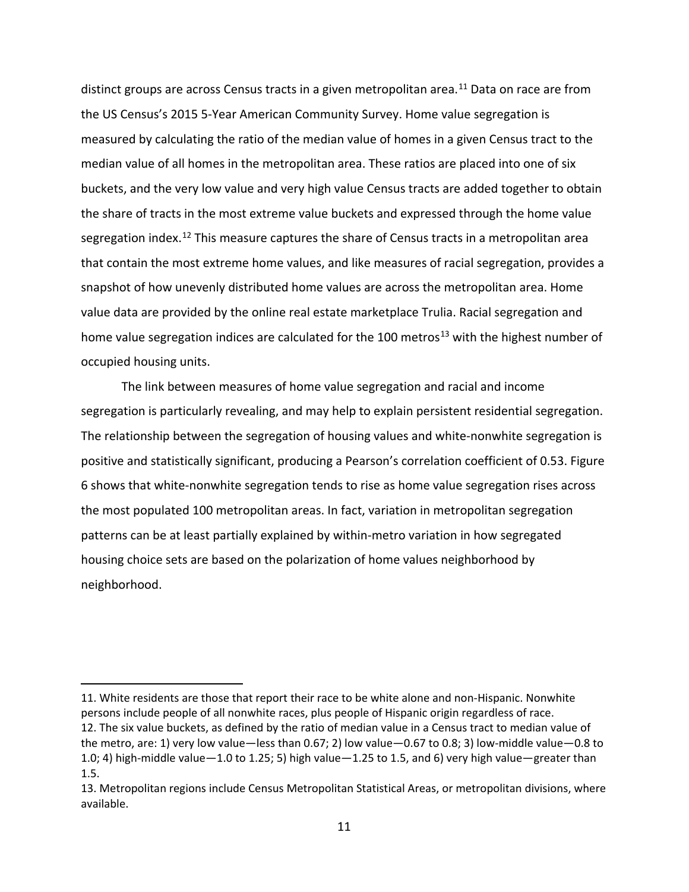distinct groups are across Census tracts in a given metropolitan area.[11] Data on race are from the US Census's 2015 5-Year American Community Survey. Home value segregation is measured by calculating the ratio of the median value of homes in a given Census tract to the median value of all homes in the metropolitan area. These ratios are placed into one of six buckets, and the very low value and very high value Census tracts are added together to obtain the share of tracts in the most extreme value buckets and expressed through the home value segregation index.[12] This measure captures the share of Census tracts in a metropolitan area that contain the most extreme home values, and like measures of racial segregation, provides a snapshot of how unevenly distributed home values are across the metropolitan area. Home value data are provided by the online real estate marketplace Trulia. Racial segregation and home value segregation indices are calculated for the 100 metros[13] with the highest number of occupied housing units.

The link between measures of home value segregation and racial and income segregation is particularly revealing, and may help to explain persistent residential segregation. The relationship between the segregation of housing values and white-nonwhite segregation is positive and statistically significant, producing a Pearson's correlation coefficient of 0.53. Figure 6 shows that white-nonwhite segregation tends to rise as home value segregation rises across the most populated 100 metropolitan areas. In fact, variation in metropolitan segregation patterns can be at least partially explained by within-metro variation in how segregated housing choice sets are based on the polarization of home values neighborhood by neighborhood.

---

11. White residents are those that report their race to be white alone and non-Hispanic. Nonwhite persons include people of all nonwhite races, plus people of Hispanic origin regardless of race.

12. The six value buckets, as defined by the ratio of median value in a Census tract to median value of the metro, are: 1) very low value—less than 0.67; 2) low value—0.67 to 0.8; 3) low-middle value—0.8 to 1.0; 4) high-middle value—1.0 to 1.25; 5) high value—1.25 to 1.5, and 6) very high value—greater than 1.5.

13. Metropolitan regions include Census Metropolitan Statistical Areas, or metropolitan divisions, where available.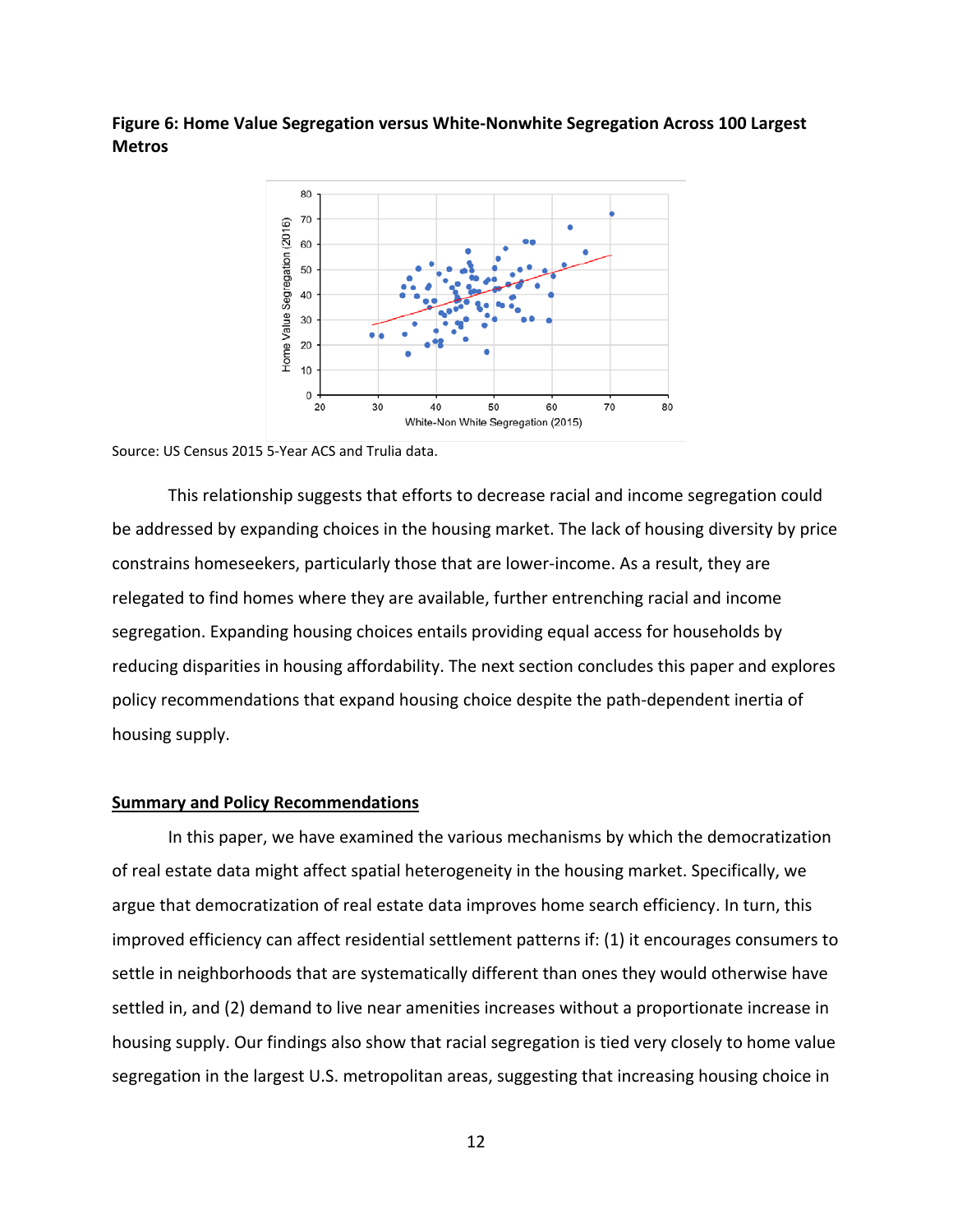**Figure 6: Home Value Segregation versus White-Nonwhite Segregation Across 100 Largest Metros**

Source: US Census 2015 5-Year ACS and Trulia data.

This relationship suggests that efforts to decrease racial and income segregation could be addressed by expanding choices in the housing market. The lack of housing diversity by price constrains homeseekers, particularly those that are lower-income. As a result, they are relegated to find homes where they are available, further entrenching racial and income segregation. Expanding housing choices entails providing equal access for households by reducing disparities in housing affordability. The next section concludes this paper and explores policy recommendations that expand housing choice despite the path-dependent inertia of housing supply.

## Summary and Policy Recommendations

In this paper, we have examined the various mechanisms by which the democratization of real estate data might affect spatial heterogeneity in the housing market. Specifically, we argue that democratization of real estate data improves home search efficiency. In turn, this improved efficiency can affect residential settlement patterns if: (1) it encourages consumers to settle in neighborhoods that are systematically different than ones they would otherwise have settled in, and (2) demand to live near amenities increases without a proportionate increase in housing supply. Our findings also show that racial segregation is tied very closely to home value segregation in the largest U.S. metropolitan areas, suggesting that increasing housing choice in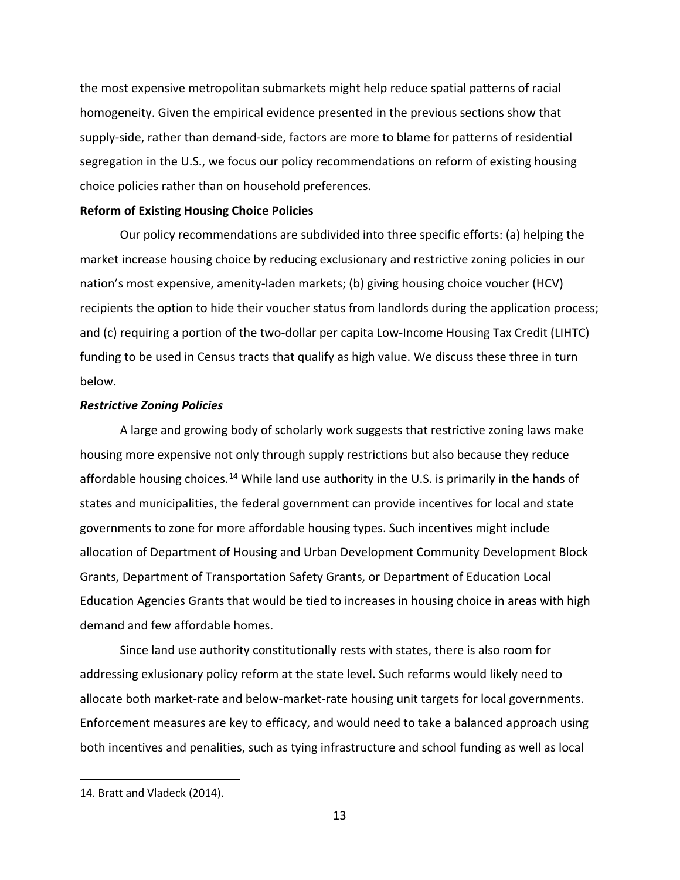the most expensive metropolitan submarkets might help reduce spatial patterns of racial homogeneity. Given the empirical evidence presented in the previous sections show that supply-side, rather than demand-side, factors are more to blame for patterns of residential segregation in the U.S., we focus our policy recommendations on reform of existing housing choice policies rather than on household preferences.

**Reform of Existing Housing Choice Policies**

Our policy recommendations are subdivided into three specific efforts: (a) helping the market increase housing choice by reducing exclusionary and restrictive zoning policies in our nation's most expensive, amenity-laden markets; (b) giving housing choice voucher (HCV) recipients the option to hide their voucher status from landlords during the application process; and (c) requiring a portion of the two-dollar per capita Low-Income Housing Tax Credit (LIHTC) funding to be used in Census tracts that qualify as high value. We discuss these three in turn below.

***Restrictive Zoning Policies***

A large and growing body of scholarly work suggests that restrictive zoning laws make housing more expensive not only through supply restrictions but also because they reduce affordable housing choices.[14] While land use authority in the U.S. is primarily in the hands of states and municipalities, the federal government can provide incentives for local and state governments to zone for more affordable housing types. Such incentives might include allocation of Department of Housing and Urban Development Community Development Block Grants, Department of Transportation Safety Grants, or Department of Education Local Education Agencies Grants that would be tied to increases in housing choice in areas with high demand and few affordable homes.

Since land use authority constitutionally rests with states, there is also room for addressing exlusionary policy reform at the state level. Such reforms would likely need to allocate both market-rate and below-market-rate housing unit targets for local governments. Enforcement measures are key to efficacy, and would need to take a balanced approach using both incentives and penalities, such as tying infrastructure and school funding as well as local

14. Bratt and Vladeck (2014).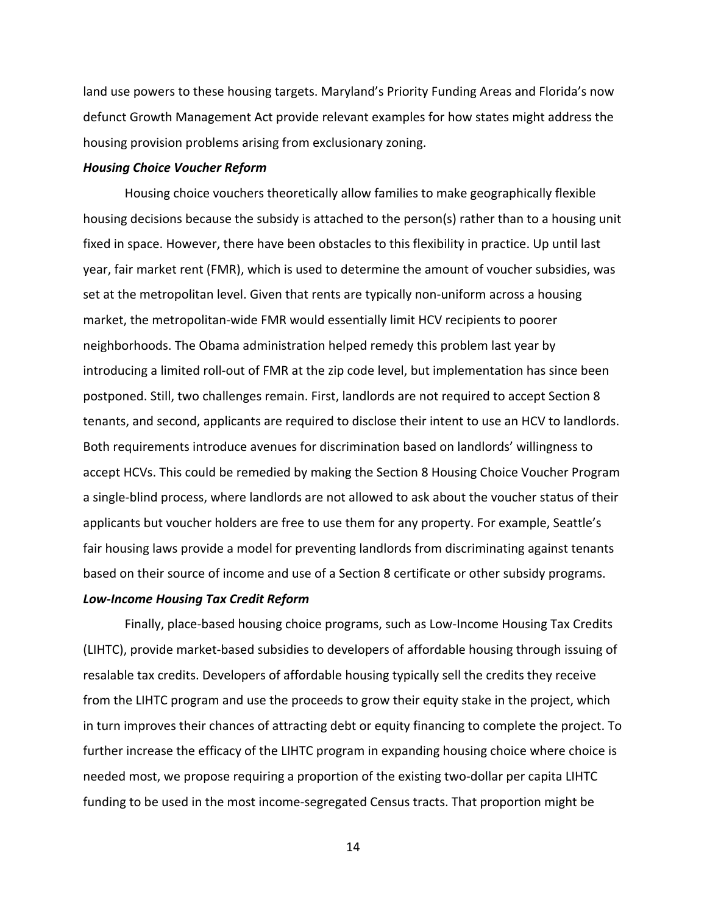land use powers to these housing targets. Maryland's Priority Funding Areas and Florida's now defunct Growth Management Act provide relevant examples for how states might address the housing provision problems arising from exclusionary zoning.

### *Housing Choice Voucher Reform*

Housing choice vouchers theoretically allow families to make geographically flexible housing decisions because the subsidy is attached to the person(s) rather than to a housing unit fixed in space. However, there have been obstacles to this flexibility in practice. Up until last year, fair market rent (FMR), which is used to determine the amount of voucher subsidies, was set at the metropolitan level. Given that rents are typically non-uniform across a housing market, the metropolitan-wide FMR would essentially limit HCV recipients to poorer neighborhoods. The Obama administration helped remedy this problem last year by introducing a limited roll-out of FMR at the zip code level, but implementation has since been postponed. Still, two challenges remain. First, landlords are not required to accept Section 8 tenants, and second, applicants are required to disclose their intent to use an HCV to landlords. Both requirements introduce avenues for discrimination based on landlords' willingness to accept HCVs. This could be remedied by making the Section 8 Housing Choice Voucher Program a single-blind process, where landlords are not allowed to ask about the voucher status of their applicants but voucher holders are free to use them for any property. For example, Seattle's fair housing laws provide a model for preventing landlords from discriminating against tenants based on their source of income and use of a Section 8 certificate or other subsidy programs.

### *Low-Income Housing Tax Credit Reform*

Finally, place-based housing choice programs, such as Low-Income Housing Tax Credits (LIHTC), provide market-based subsidies to developers of affordable housing through issuing of resalable tax credits. Developers of affordable housing typically sell the credits they receive from the LIHTC program and use the proceeds to grow their equity stake in the project, which in turn improves their chances of attracting debt or equity financing to complete the project. To further increase the efficacy of the LIHTC program in expanding housing choice where choice is needed most, we propose requiring a proportion of the existing two-dollar per capita LIHTC funding to be used in the most income-segregated Census tracts. That proportion might be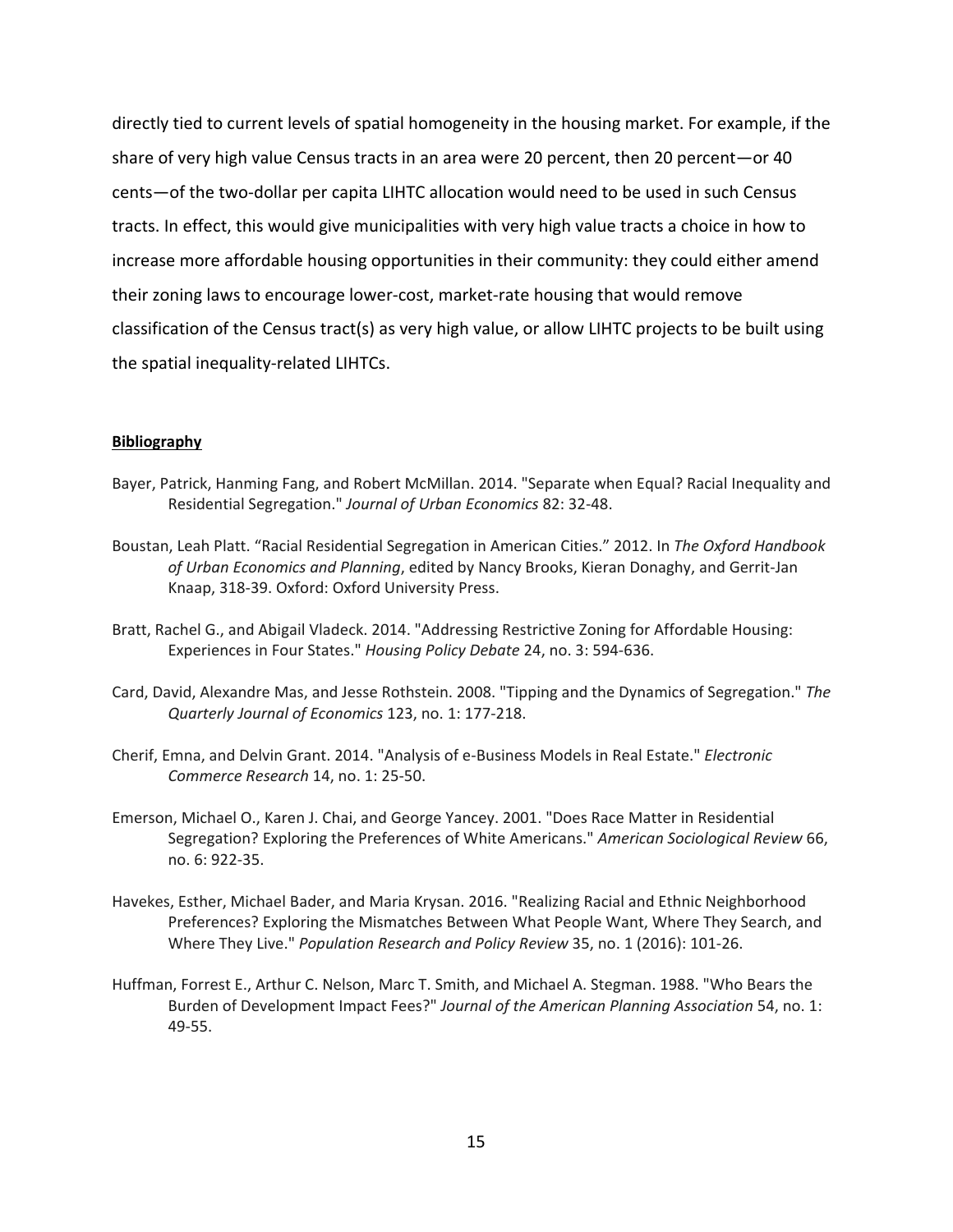directly tied to current levels of spatial homogeneity in the housing market. For example, if the share of very high value Census tracts in an area were 20 percent, then 20 percent—or 40 cents—of the two-dollar per capita LIHTC allocation would need to be used in such Census tracts. In effect, this would give municipalities with very high value tracts a choice in how to increase more affordable housing opportunities in their community: they could either amend their zoning laws to encourage lower-cost, market-rate housing that would remove classification of the Census tract(s) as very high value, or allow LIHTC projects to be built using the spatial inequality-related LIHTCs.

**Bibliography**

Bayer, Patrick, Hanming Fang, and Robert McMillan. 2014. "Separate when Equal? Racial Inequality and Residential Segregation." *Journal of Urban Economics* 82: 32-48.

Boustan, Leah Platt. "Racial Residential Segregation in American Cities." 2012. In *The Oxford Handbook of Urban Economics and Planning*, edited by Nancy Brooks, Kieran Donaghy, and Gerrit-Jan Knaap, 318-39. Oxford: Oxford University Press.

Bratt, Rachel G., and Abigail Vladeck. 2014. "Addressing Restrictive Zoning for Affordable Housing: Experiences in Four States." *Housing Policy Debate* 24, no. 3: 594-636.

Card, David, Alexandre Mas, and Jesse Rothstein. 2008. "Tipping and the Dynamics of Segregation." *The Quarterly Journal of Economics* 123, no. 1: 177-218.

Cherif, Emna, and Delvin Grant. 2014. "Analysis of e-Business Models in Real Estate." *Electronic Commerce Research* 14, no. 1: 25-50.

Emerson, Michael O., Karen J. Chai, and George Yancey. 2001. "Does Race Matter in Residential Segregation? Exploring the Preferences of White Americans." *American Sociological Review* 66, no. 6: 922-35.

Havekes, Esther, Michael Bader, and Maria Krysan. 2016. "Realizing Racial and Ethnic Neighborhood Preferences? Exploring the Mismatches Between What People Want, Where They Search, and Where They Live." *Population Research and Policy Review* 35, no. 1 (2016): 101-26.

Huffman, Forrest E., Arthur C. Nelson, Marc T. Smith, and Michael A. Stegman. 1988. "Who Bears the Burden of Development Impact Fees?" *Journal of the American Planning Association* 54, no. 1: 49-55.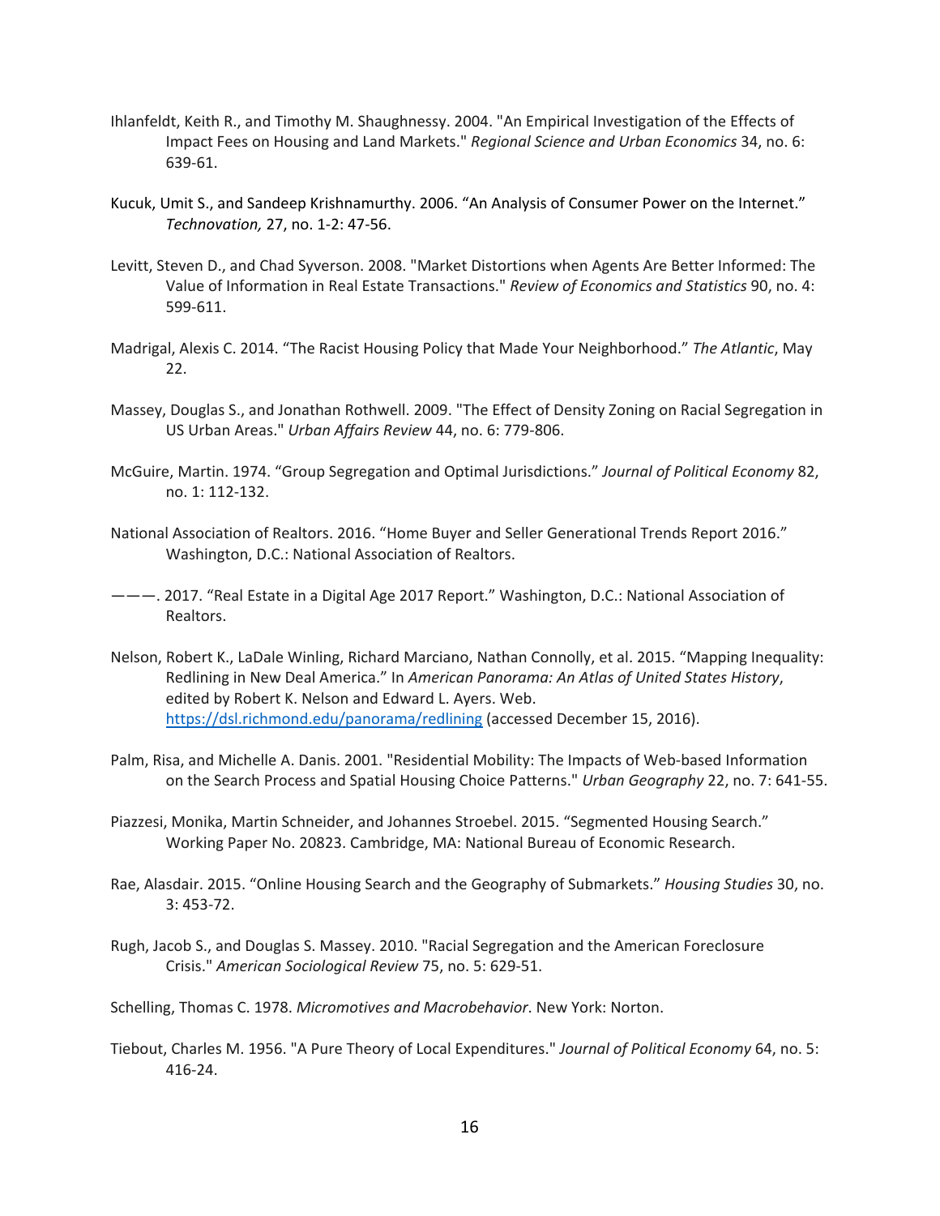Ihlanfeldt, Keith R., and Timothy M. Shaughnessy. 2004. "An Empirical Investigation of the Effects of Impact Fees on Housing and Land Markets." *Regional Science and Urban Economics* 34, no. 6: 639-61.

Kucuk, Umit S., and Sandeep Krishnamurthy. 2006. "An Analysis of Consumer Power on the Internet." *Technovation,* 27, no. 1-2: 47-56.

Levitt, Steven D., and Chad Syverson. 2008. "Market Distortions when Agents Are Better Informed: The Value of Information in Real Estate Transactions." *Review of Economics and Statistics* 90, no. 4: 599-611.

Madrigal, Alexis C. 2014. "The Racist Housing Policy that Made Your Neighborhood." *The Atlantic*, May 22.

Massey, Douglas S., and Jonathan Rothwell. 2009. "The Effect of Density Zoning on Racial Segregation in US Urban Areas." *Urban Affairs Review* 44, no. 6: 779-806.

McGuire, Martin. 1974. "Group Segregation and Optimal Jurisdictions." *Journal of Political Economy* 82, no. 1: 112-132.

National Association of Realtors. 2016. "Home Buyer and Seller Generational Trends Report 2016." Washington, D.C.: National Association of Realtors.

———. 2017. "Real Estate in a Digital Age 2017 Report." Washington, D.C.: National Association of Realtors.

Nelson, Robert K., LaDale Winling, Richard Marciano, Nathan Connolly, et al. 2015. "Mapping Inequality: Redlining in New Deal America." In *American Panorama: An Atlas of United States History*, edited by Robert K. Nelson and Edward L. Ayers. Web. https://dsl.richmond.edu/panorama/redlining (accessed December 15, 2016).

Palm, Risa, and Michelle A. Danis. 2001. "Residential Mobility: The Impacts of Web-based Information on the Search Process and Spatial Housing Choice Patterns." *Urban Geography* 22, no. 7: 641-55.

Piazzesi, Monika, Martin Schneider, and Johannes Stroebel. 2015. "Segmented Housing Search." Working Paper No. 20823. Cambridge, MA: National Bureau of Economic Research.

Rae, Alasdair. 2015. "Online Housing Search and the Geography of Submarkets." *Housing Studies* 30, no. 3: 453-72.

Rugh, Jacob S., and Douglas S. Massey. 2010. "Racial Segregation and the American Foreclosure Crisis." *American Sociological Review* 75, no. 5: 629-51.

Schelling, Thomas C. 1978. *Micromotives and Macrobehavior*. New York: Norton.

Tiebout, Charles M. 1956. "A Pure Theory of Local Expenditures." *Journal of Political Economy* 64, no. 5: 416-24.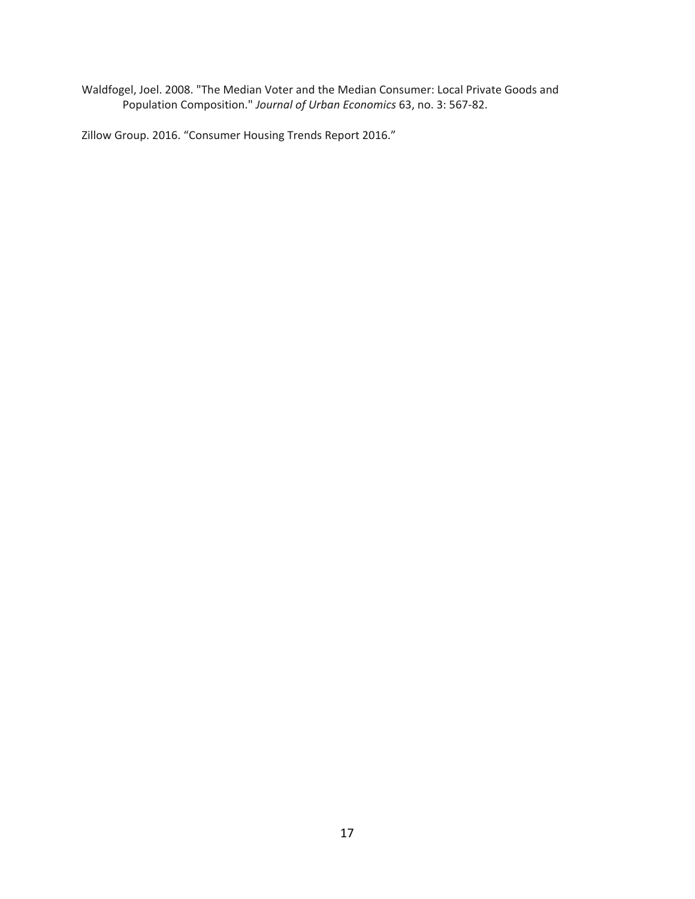Waldfogel, Joel. 2008. "The Median Voter and the Median Consumer: Local Private Goods and Population Composition." *Journal of Urban Economics* 63, no. 3: 567-82.

Zillow Group. 2016. "Consumer Housing Trends Report 2016."